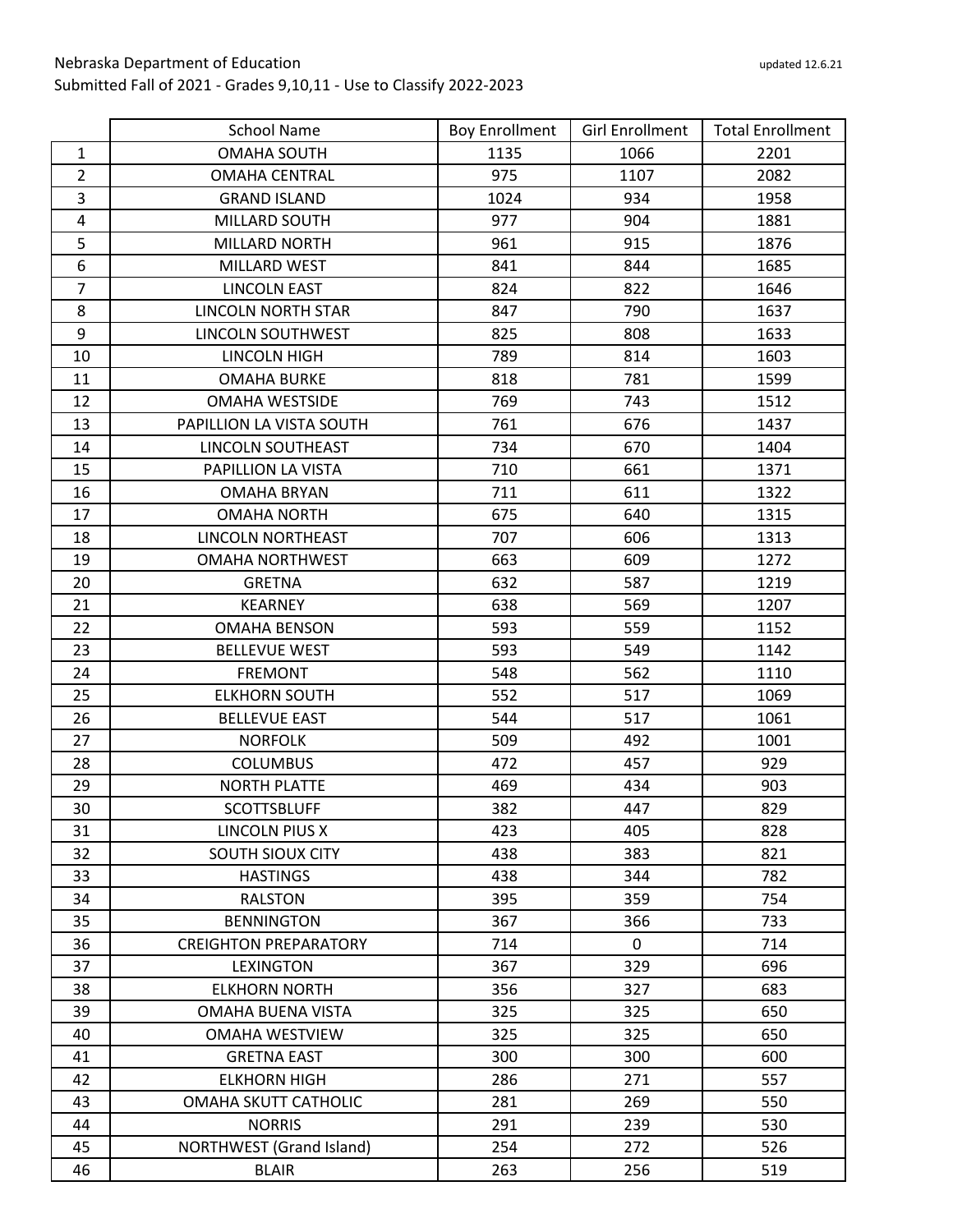Nebraska Department of Education

updated 12.6.21

Submitted Fall of 2021 - Grades 9,10,11 - Use to Classify 2022-2023

| | School Name | Boy Enrollment | Girl Enrollment | Total Enrollment |
|---|---|---|---|---|
| 1 | OMAHA SOUTH | 1135 | 1066 | 2201 |
| 2 | OMAHA CENTRAL | 975 | 1107 | 2082 |
| 3 | GRAND ISLAND | 1024 | 934 | 1958 |
| 4 | MILLARD SOUTH | 977 | 904 | 1881 |
| 5 | MILLARD NORTH | 961 | 915 | 1876 |
| 6 | MILLARD WEST | 841 | 844 | 1685 |
| 7 | LINCOLN EAST | 824 | 822 | 1646 |
| 8 | LINCOLN NORTH STAR | 847 | 790 | 1637 |
| 9 | LINCOLN SOUTHWEST | 825 | 808 | 1633 |
| 10 | LINCOLN HIGH | 789 | 814 | 1603 |
| 11 | OMAHA BURKE | 818 | 781 | 1599 |
| 12 | OMAHA WESTSIDE | 769 | 743 | 1512 |
| 13 | PAPILLION LA VISTA SOUTH | 761 | 676 | 1437 |
| 14 | LINCOLN SOUTHEAST | 734 | 670 | 1404 |
| 15 | PAPILLION LA VISTA | 710 | 661 | 1371 |
| 16 | OMAHA BRYAN | 711 | 611 | 1322 |
| 17 | OMAHA NORTH | 675 | 640 | 1315 |
| 18 | LINCOLN NORTHEAST | 707 | 606 | 1313 |
| 19 | OMAHA NORTHWEST | 663 | 609 | 1272 |
| 20 | GRETNA | 632 | 587 | 1219 |
| 21 | KEARNEY | 638 | 569 | 1207 |
| 22 | OMAHA BENSON | 593 | 559 | 1152 |
| 23 | BELLEVUE WEST | 593 | 549 | 1142 |
| 24 | FREMONT | 548 | 562 | 1110 |
| 25 | ELKHORN SOUTH | 552 | 517 | 1069 |
| 26 | BELLEVUE EAST | 544 | 517 | 1061 |
| 27 | NORFOLK | 509 | 492 | 1001 |
| 28 | COLUMBUS | 472 | 457 | 929 |
| 29 | NORTH PLATTE | 469 | 434 | 903 |
| 30 | SCOTTSBLUFF | 382 | 447 | 829 |
| 31 | LINCOLN PIUS X | 423 | 405 | 828 |
| 32 | SOUTH SIOUX CITY | 438 | 383 | 821 |
| 33 | HASTINGS | 438 | 344 | 782 |
| 34 | RALSTON | 395 | 359 | 754 |
| 35 | BENNINGTON | 367 | 366 | 733 |
| 36 | CREIGHTON PREPARATORY | 714 | 0 | 714 |
| 37 | LEXINGTON | 367 | 329 | 696 |
| 38 | ELKHORN NORTH | 356 | 327 | 683 |
| 39 | OMAHA BUENA VISTA | 325 | 325 | 650 |
| 40 | OMAHA WESTVIEW | 325 | 325 | 650 |
| 41 | GRETNA EAST | 300 | 300 | 600 |
| 42 | ELKHORN HIGH | 286 | 271 | 557 |
| 43 | OMAHA SKUTT CATHOLIC | 281 | 269 | 550 |
| 44 | NORRIS | 291 | 239 | 530 |
| 45 | NORTHWEST (Grand Island) | 254 | 272 | 526 |
| 46 | BLAIR | 263 | 256 | 519 |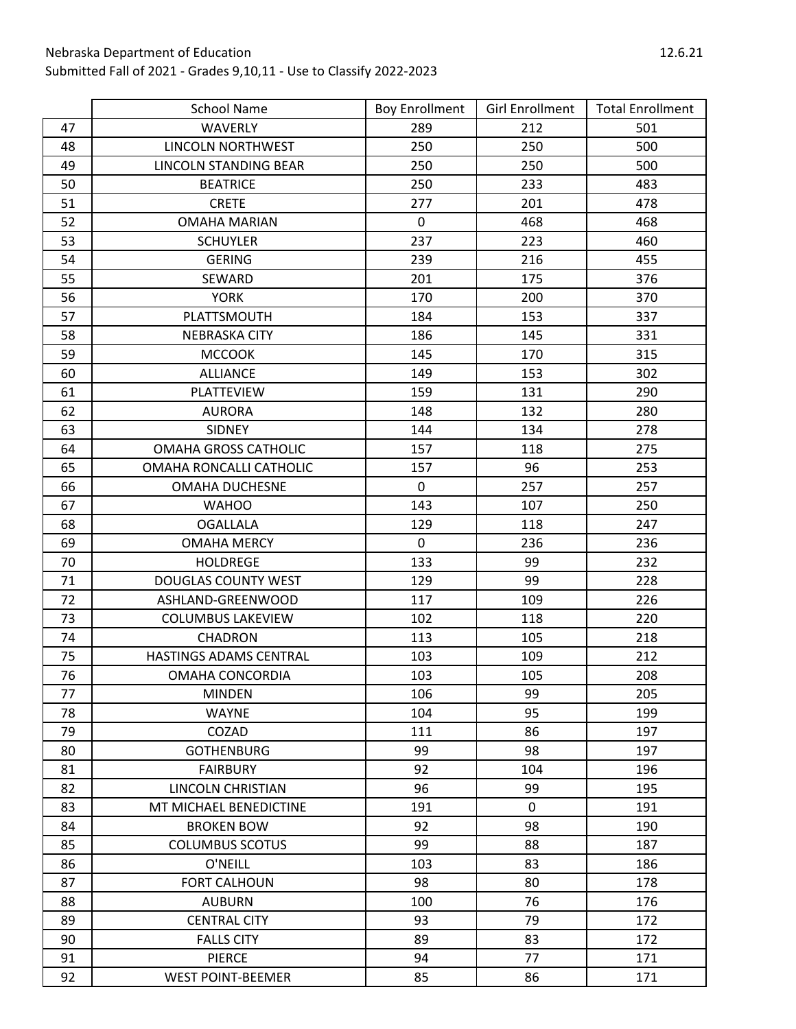| | School Name | Boy Enrollment | Girl Enrollment | Total Enrollment |
|---|---|---|---|---|
| 47 | WAVERLY | 289 | 212 | 501 |
| 48 | LINCOLN NORTHWEST | 250 | 250 | 500 |
| 49 | LINCOLN STANDING BEAR | 250 | 250 | 500 |
| 50 | BEATRICE | 250 | 233 | 483 |
| 51 | CRETE | 277 | 201 | 478 |
| 52 | OMAHA MARIAN | 0 | 468 | 468 |
| 53 | SCHUYLER | 237 | 223 | 460 |
| 54 | GERING | 239 | 216 | 455 |
| 55 | SEWARD | 201 | 175 | 376 |
| 56 | YORK | 170 | 200 | 370 |
| 57 | PLATTSMOUTH | 184 | 153 | 337 |
| 58 | NEBRASKA CITY | 186 | 145 | 331 |
| 59 | MCCOOK | 145 | 170 | 315 |
| 60 | ALLIANCE | 149 | 153 | 302 |
| 61 | PLATTEVIEW | 159 | 131 | 290 |
| 62 | AURORA | 148 | 132 | 280 |
| 63 | SIDNEY | 144 | 134 | 278 |
| 64 | OMAHA GROSS CATHOLIC | 157 | 118 | 275 |
| 65 | OMAHA RONCALLI CATHOLIC | 157 | 96 | 253 |
| 66 | OMAHA DUCHESNE | 0 | 257 | 257 |
| 67 | WAHOO | 143 | 107 | 250 |
| 68 | OGALLALA | 129 | 118 | 247 |
| 69 | OMAHA MERCY | 0 | 236 | 236 |
| 70 | HOLDREGE | 133 | 99 | 232 |
| 71 | DOUGLAS COUNTY WEST | 129 | 99 | 228 |
| 72 | ASHLAND-GREENWOOD | 117 | 109 | 226 |
| 73 | COLUMBUS LAKEVIEW | 102 | 118 | 220 |
| 74 | CHADRON | 113 | 105 | 218 |
| 75 | HASTINGS ADAMS CENTRAL | 103 | 109 | 212 |
| 76 | OMAHA CONCORDIA | 103 | 105 | 208 |
| 77 | MINDEN | 106 | 99 | 205 |
| 78 | WAYNE | 104 | 95 | 199 |
| 79 | COZAD | 111 | 86 | 197 |
| 80 | GOTHENBURG | 99 | 98 | 197 |
| 81 | FAIRBURY | 92 | 104 | 196 |
| 82 | LINCOLN CHRISTIAN | 96 | 99 | 195 |
| 83 | MT MICHAEL BENEDICTINE | 191 | 0 | 191 |
| 84 | BROKEN BOW | 92 | 98 | 190 |
| 85 | COLUMBUS SCOTUS | 99 | 88 | 187 |
| 86 | O'NEILL | 103 | 83 | 186 |
| 87 | FORT CALHOUN | 98 | 80 | 178 |
| 88 | AUBURN | 100 | 76 | 176 |
| 89 | CENTRAL CITY | 93 | 79 | 172 |
| 90 | FALLS CITY | 89 | 83 | 172 |
| 91 | PIERCE | 94 | 77 | 171 |
| 92 | WEST POINT-BEEMER | 85 | 86 | 171 |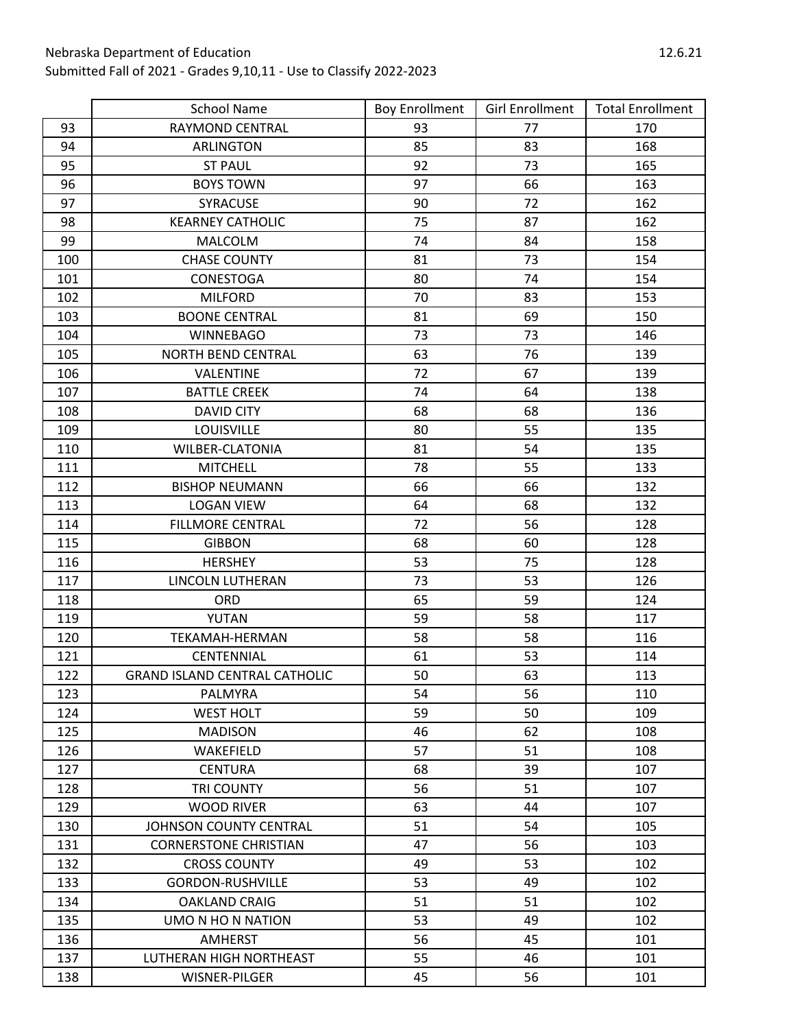Nebraska Department of Education

Submitted Fall of 2021 - Grades 9,10,11 - Use to Classify 2022-2023

12.6.21

| | School Name | Boy Enrollment | Girl Enrollment | Total Enrollment |
|---|---|---|---|---|
| 93 | RAYMOND CENTRAL | 93 | 77 | 170 |
| 94 | ARLINGTON | 85 | 83 | 168 |
| 95 | ST PAUL | 92 | 73 | 165 |
| 96 | BOYS TOWN | 97 | 66 | 163 |
| 97 | SYRACUSE | 90 | 72 | 162 |
| 98 | KEARNEY CATHOLIC | 75 | 87 | 162 |
| 99 | MALCOLM | 74 | 84 | 158 |
| 100 | CHASE COUNTY | 81 | 73 | 154 |
| 101 | CONESTOGA | 80 | 74 | 154 |
| 102 | MILFORD | 70 | 83 | 153 |
| 103 | BOONE CENTRAL | 81 | 69 | 150 |
| 104 | WINNEBAGO | 73 | 73 | 146 |
| 105 | NORTH BEND CENTRAL | 63 | 76 | 139 |
| 106 | VALENTINE | 72 | 67 | 139 |
| 107 | BATTLE CREEK | 74 | 64 | 138 |
| 108 | DAVID CITY | 68 | 68 | 136 |
| 109 | LOUISVILLE | 80 | 55 | 135 |
| 110 | WILBER-CLATONIA | 81 | 54 | 135 |
| 111 | MITCHELL | 78 | 55 | 133 |
| 112 | BISHOP NEUMANN | 66 | 66 | 132 |
| 113 | LOGAN VIEW | 64 | 68 | 132 |
| 114 | FILLMORE CENTRAL | 72 | 56 | 128 |
| 115 | GIBBON | 68 | 60 | 128 |
| 116 | HERSHEY | 53 | 75 | 128 |
| 117 | LINCOLN LUTHERAN | 73 | 53 | 126 |
| 118 | ORD | 65 | 59 | 124 |
| 119 | YUTAN | 59 | 58 | 117 |
| 120 | TEKAMAH-HERMAN | 58 | 58 | 116 |
| 121 | CENTENNIAL | 61 | 53 | 114 |
| 122 | GRAND ISLAND CENTRAL CATHOLIC | 50 | 63 | 113 |
| 123 | PALMYRA | 54 | 56 | 110 |
| 124 | WEST HOLT | 59 | 50 | 109 |
| 125 | MADISON | 46 | 62 | 108 |
| 126 | WAKEFIELD | 57 | 51 | 108 |
| 127 | CENTURA | 68 | 39 | 107 |
| 128 | TRI COUNTY | 56 | 51 | 107 |
| 129 | WOOD RIVER | 63 | 44 | 107 |
| 130 | JOHNSON COUNTY CENTRAL | 51 | 54 | 105 |
| 131 | CORNERSTONE CHRISTIAN | 47 | 56 | 103 |
| 132 | CROSS COUNTY | 49 | 53 | 102 |
| 133 | GORDON-RUSHVILLE | 53 | 49 | 102 |
| 134 | OAKLAND CRAIG | 51 | 51 | 102 |
| 135 | UMO N HO N NATION | 53 | 49 | 102 |
| 136 | AMHERST | 56 | 45 | 101 |
| 137 | LUTHERAN HIGH NORTHEAST | 55 | 46 | 101 |
| 138 | WISNER-PILGER | 45 | 56 | 101 |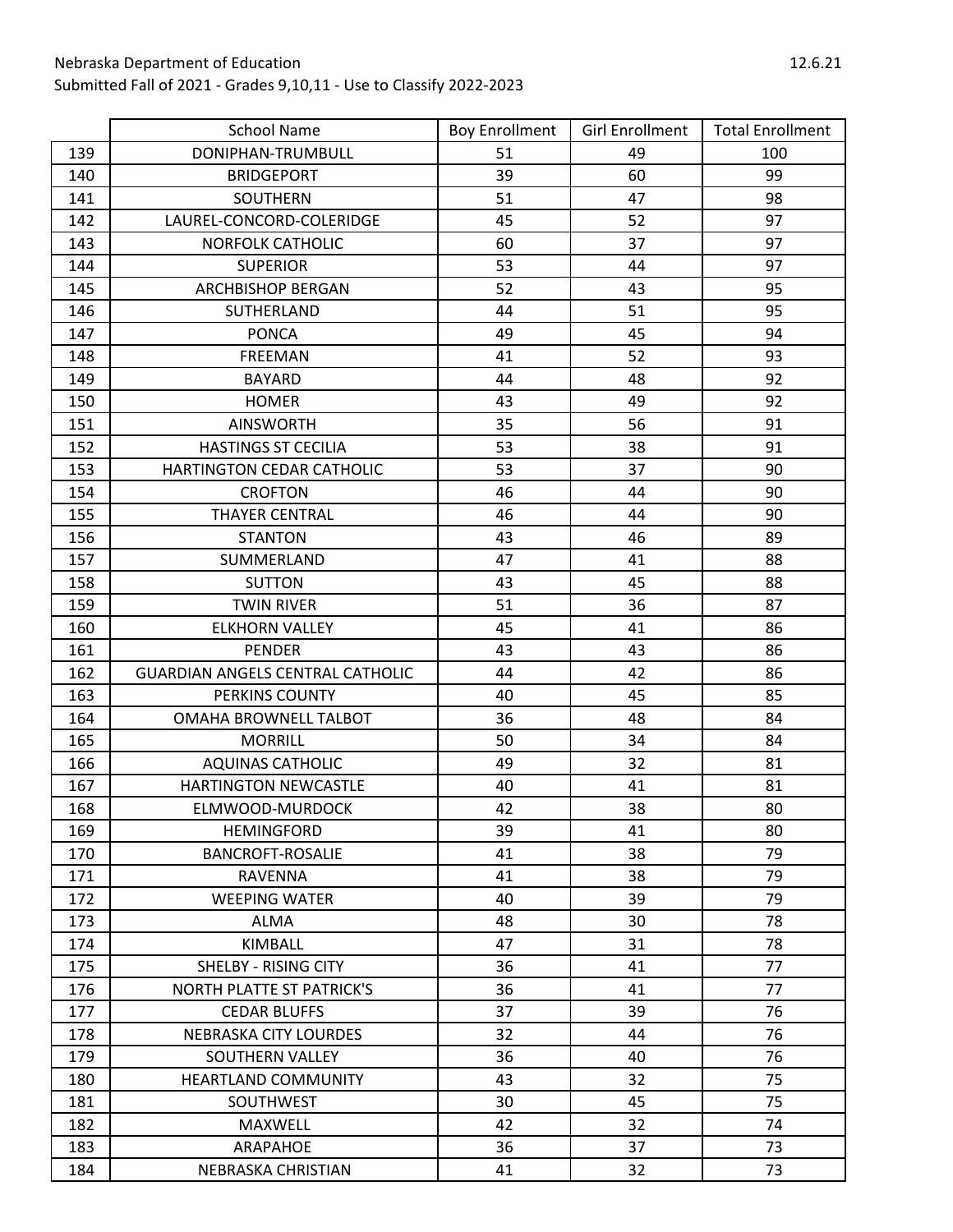| | School Name | Boy Enrollment | Girl Enrollment | Total Enrollment |
|---|---|---|---|---|
| 139 | DONIPHAN-TRUMBULL | 51 | 49 | 100 |
| 140 | BRIDGEPORT | 39 | 60 | 99 |
| 141 | SOUTHERN | 51 | 47 | 98 |
| 142 | LAUREL-CONCORD-COLERIDGE | 45 | 52 | 97 |
| 143 | NORFOLK CATHOLIC | 60 | 37 | 97 |
| 144 | SUPERIOR | 53 | 44 | 97 |
| 145 | ARCHBISHOP BERGAN | 52 | 43 | 95 |
| 146 | SUTHERLAND | 44 | 51 | 95 |
| 147 | PONCA | 49 | 45 | 94 |
| 148 | FREEMAN | 41 | 52 | 93 |
| 149 | BAYARD | 44 | 48 | 92 |
| 150 | HOMER | 43 | 49 | 92 |
| 151 | AINSWORTH | 35 | 56 | 91 |
| 152 | HASTINGS ST CECILIA | 53 | 38 | 91 |
| 153 | HARTINGTON CEDAR CATHOLIC | 53 | 37 | 90 |
| 154 | CROFTON | 46 | 44 | 90 |
| 155 | THAYER CENTRAL | 46 | 44 | 90 |
| 156 | STANTON | 43 | 46 | 89 |
| 157 | SUMMERLAND | 47 | 41 | 88 |
| 158 | SUTTON | 43 | 45 | 88 |
| 159 | TWIN RIVER | 51 | 36 | 87 |
| 160 | ELKHORN VALLEY | 45 | 41 | 86 |
| 161 | PENDER | 43 | 43 | 86 |
| 162 | GUARDIAN ANGELS CENTRAL CATHOLIC | 44 | 42 | 86 |
| 163 | PERKINS COUNTY | 40 | 45 | 85 |
| 164 | OMAHA BROWNELL TALBOT | 36 | 48 | 84 |
| 165 | MORRILL | 50 | 34 | 84 |
| 166 | AQUINAS CATHOLIC | 49 | 32 | 81 |
| 167 | HARTINGTON NEWCASTLE | 40 | 41 | 81 |
| 168 | ELMWOOD-MURDOCK | 42 | 38 | 80 |
| 169 | HEMINGFORD | 39 | 41 | 80 |
| 170 | BANCROFT-ROSALIE | 41 | 38 | 79 |
| 171 | RAVENNA | 41 | 38 | 79 |
| 172 | WEEPING WATER | 40 | 39 | 79 |
| 173 | ALMA | 48 | 30 | 78 |
| 174 | KIMBALL | 47 | 31 | 78 |
| 175 | SHELBY - RISING CITY | 36 | 41 | 77 |
| 176 | NORTH PLATTE ST PATRICK'S | 36 | 41 | 77 |
| 177 | CEDAR BLUFFS | 37 | 39 | 76 |
| 178 | NEBRASKA CITY LOURDES | 32 | 44 | 76 |
| 179 | SOUTHERN VALLEY | 36 | 40 | 76 |
| 180 | HEARTLAND COMMUNITY | 43 | 32 | 75 |
| 181 | SOUTHWEST | 30 | 45 | 75 |
| 182 | MAXWELL | 42 | 32 | 74 |
| 183 | ARAPAHOE | 36 | 37 | 73 |
| 184 | NEBRASKA CHRISTIAN | 41 | 32 | 73 |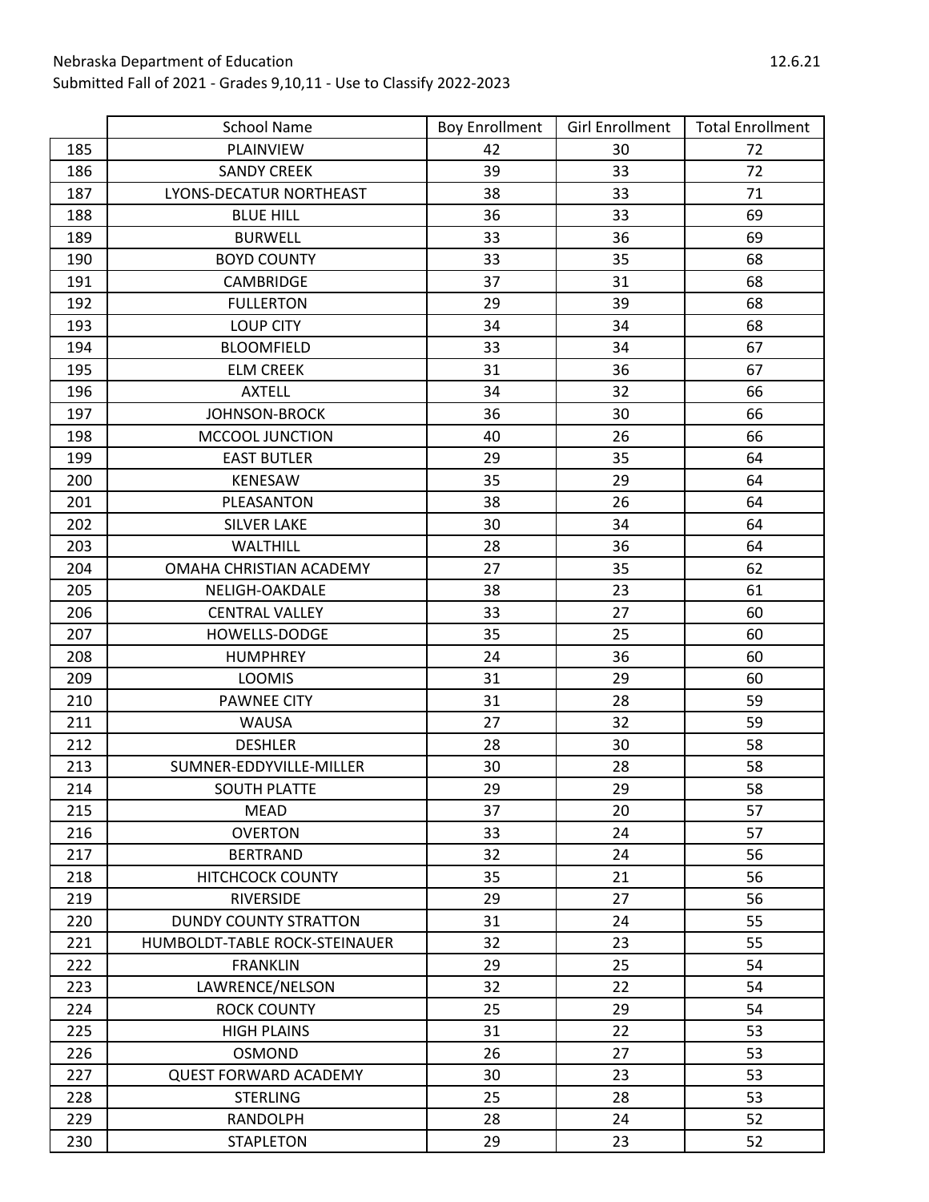| | School Name | Boy Enrollment | Girl Enrollment | Total Enrollment |
|---|---|---|---|---|
| 185 | PLAINVIEW | 42 | 30 | 72 |
| 186 | SANDY CREEK | 39 | 33 | 72 |
| 187 | LYONS-DECATUR NORTHEAST | 38 | 33 | 71 |
| 188 | BLUE HILL | 36 | 33 | 69 |
| 189 | BURWELL | 33 | 36 | 69 |
| 190 | BOYD COUNTY | 33 | 35 | 68 |
| 191 | CAMBRIDGE | 37 | 31 | 68 |
| 192 | FULLERTON | 29 | 39 | 68 |
| 193 | LOUP CITY | 34 | 34 | 68 |
| 194 | BLOOMFIELD | 33 | 34 | 67 |
| 195 | ELM CREEK | 31 | 36 | 67 |
| 196 | AXTELL | 34 | 32 | 66 |
| 197 | JOHNSON-BROCK | 36 | 30 | 66 |
| 198 | MCCOOL JUNCTION | 40 | 26 | 66 |
| 199 | EAST BUTLER | 29 | 35 | 64 |
| 200 | KENESAW | 35 | 29 | 64 |
| 201 | PLEASANTON | 38 | 26 | 64 |
| 202 | SILVER LAKE | 30 | 34 | 64 |
| 203 | WALTHILL | 28 | 36 | 64 |
| 204 | OMAHA CHRISTIAN ACADEMY | 27 | 35 | 62 |
| 205 | NELIGH-OAKDALE | 38 | 23 | 61 |
| 206 | CENTRAL VALLEY | 33 | 27 | 60 |
| 207 | HOWELLS-DODGE | 35 | 25 | 60 |
| 208 | HUMPHREY | 24 | 36 | 60 |
| 209 | LOOMIS | 31 | 29 | 60 |
| 210 | PAWNEE CITY | 31 | 28 | 59 |
| 211 | WAUSA | 27 | 32 | 59 |
| 212 | DESHLER | 28 | 30 | 58 |
| 213 | SUMNER-EDDYVILLE-MILLER | 30 | 28 | 58 |
| 214 | SOUTH PLATTE | 29 | 29 | 58 |
| 215 | MEAD | 37 | 20 | 57 |
| 216 | OVERTON | 33 | 24 | 57 |
| 217 | BERTRAND | 32 | 24 | 56 |
| 218 | HITCHCOCK COUNTY | 35 | 21 | 56 |
| 219 | RIVERSIDE | 29 | 27 | 56 |
| 220 | DUNDY COUNTY STRATTON | 31 | 24 | 55 |
| 221 | HUMBOLDT-TABLE ROCK-STEINAUER | 32 | 23 | 55 |
| 222 | FRANKLIN | 29 | 25 | 54 |
| 223 | LAWRENCE/NELSON | 32 | 22 | 54 |
| 224 | ROCK COUNTY | 25 | 29 | 54 |
| 225 | HIGH PLAINS | 31 | 22 | 53 |
| 226 | OSMOND | 26 | 27 | 53 |
| 227 | QUEST FORWARD ACADEMY | 30 | 23 | 53 |
| 228 | STERLING | 25 | 28 | 53 |
| 229 | RANDOLPH | 28 | 24 | 52 |
| 230 | STAPLETON | 29 | 23 | 52 |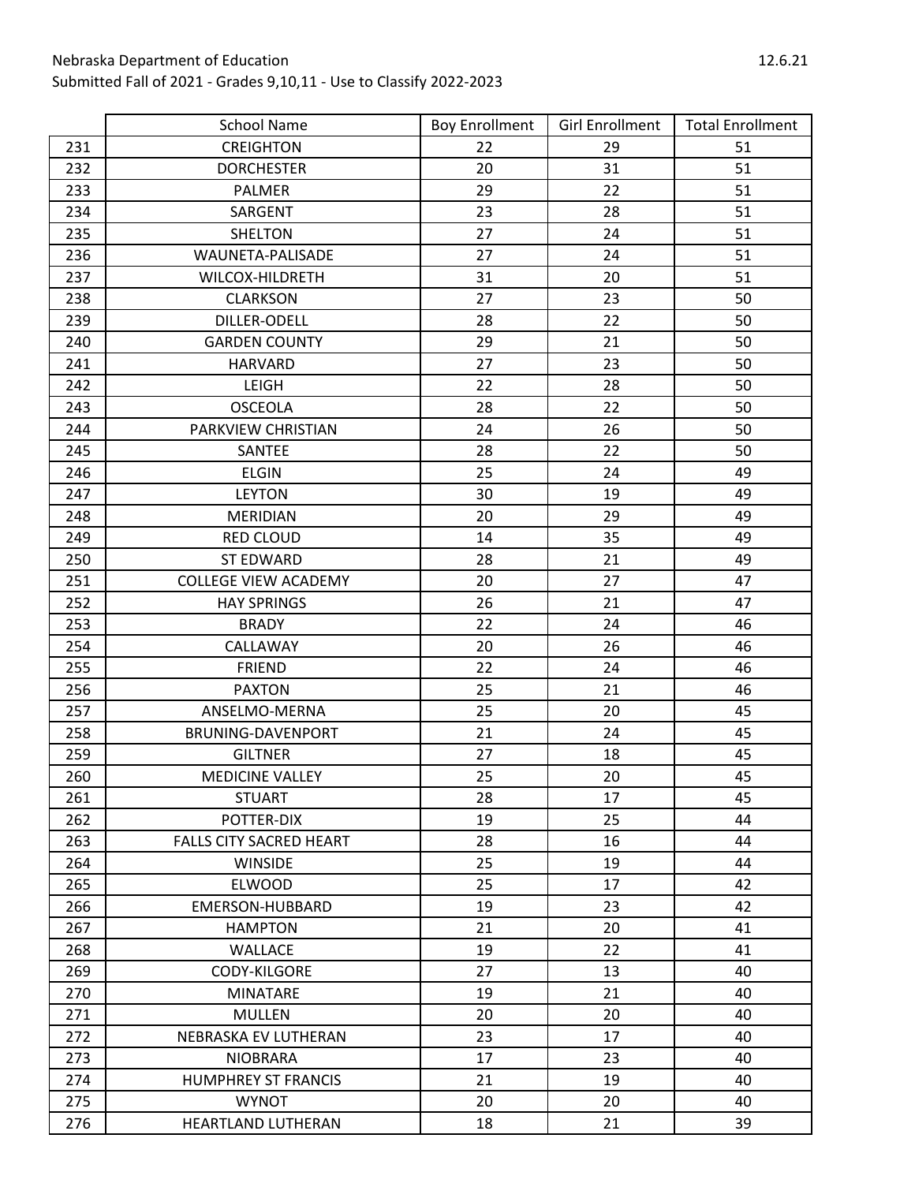Nebraska Department of Education

Submitted Fall of 2021 - Grades 9,10,11 - Use to Classify 2022-2023

12.6.21

| | School Name | Boy Enrollment | Girl Enrollment | Total Enrollment |
|---|---|---|---|---|
| 231 | CREIGHTON | 22 | 29 | 51 |
| 232 | DORCHESTER | 20 | 31 | 51 |
| 233 | PALMER | 29 | 22 | 51 |
| 234 | SARGENT | 23 | 28 | 51 |
| 235 | SHELTON | 27 | 24 | 51 |
| 236 | WAUNETA-PALISADE | 27 | 24 | 51 |
| 237 | WILCOX-HILDRETH | 31 | 20 | 51 |
| 238 | CLARKSON | 27 | 23 | 50 |
| 239 | DILLER-ODELL | 28 | 22 | 50 |
| 240 | GARDEN COUNTY | 29 | 21 | 50 |
| 241 | HARVARD | 27 | 23 | 50 |
| 242 | LEIGH | 22 | 28 | 50 |
| 243 | OSCEOLA | 28 | 22 | 50 |
| 244 | PARKVIEW CHRISTIAN | 24 | 26 | 50 |
| 245 | SANTEE | 28 | 22 | 50 |
| 246 | ELGIN | 25 | 24 | 49 |
| 247 | LEYTON | 30 | 19 | 49 |
| 248 | MERIDIAN | 20 | 29 | 49 |
| 249 | RED CLOUD | 14 | 35 | 49 |
| 250 | ST EDWARD | 28 | 21 | 49 |
| 251 | COLLEGE VIEW ACADEMY | 20 | 27 | 47 |
| 252 | HAY SPRINGS | 26 | 21 | 47 |
| 253 | BRADY | 22 | 24 | 46 |
| 254 | CALLAWAY | 20 | 26 | 46 |
| 255 | FRIEND | 22 | 24 | 46 |
| 256 | PAXTON | 25 | 21 | 46 |
| 257 | ANSELMO-MERNA | 25 | 20 | 45 |
| 258 | BRUNING-DAVENPORT | 21 | 24 | 45 |
| 259 | GILTNER | 27 | 18 | 45 |
| 260 | MEDICINE VALLEY | 25 | 20 | 45 |
| 261 | STUART | 28 | 17 | 45 |
| 262 | POTTER-DIX | 19 | 25 | 44 |
| 263 | FALLS CITY SACRED HEART | 28 | 16 | 44 |
| 264 | WINSIDE | 25 | 19 | 44 |
| 265 | ELWOOD | 25 | 17 | 42 |
| 266 | EMERSON-HUBBARD | 19 | 23 | 42 |
| 267 | HAMPTON | 21 | 20 | 41 |
| 268 | WALLACE | 19 | 22 | 41 |
| 269 | CODY-KILGORE | 27 | 13 | 40 |
| 270 | MINATARE | 19 | 21 | 40 |
| 271 | MULLEN | 20 | 20 | 40 |
| 272 | NEBRASKA EV LUTHERAN | 23 | 17 | 40 |
| 273 | NIOBRARA | 17 | 23 | 40 |
| 274 | HUMPHREY ST FRANCIS | 21 | 19 | 40 |
| 275 | WYNOT | 20 | 20 | 40 |
| 276 | HEARTLAND LUTHERAN | 18 | 21 | 39 |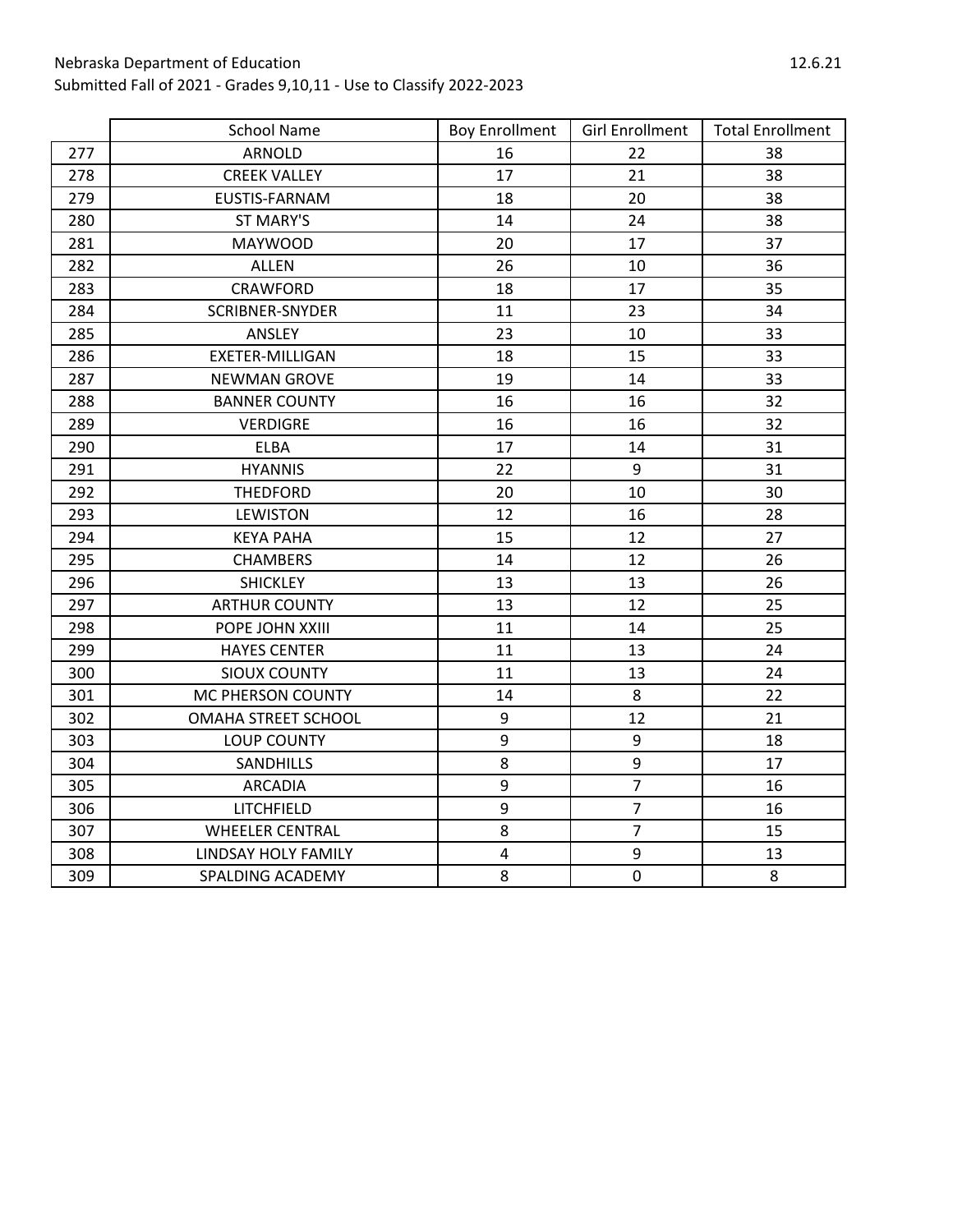| | School Name | Boy Enrollment | Girl Enrollment | Total Enrollment |
|---|---|---|---|---|
| 277 | ARNOLD | 16 | 22 | 38 |
| 278 | CREEK VALLEY | 17 | 21 | 38 |
| 279 | EUSTIS-FARNAM | 18 | 20 | 38 |
| 280 | ST MARY'S | 14 | 24 | 38 |
| 281 | MAYWOOD | 20 | 17 | 37 |
| 282 | ALLEN | 26 | 10 | 36 |
| 283 | CRAWFORD | 18 | 17 | 35 |
| 284 | SCRIBNER-SNYDER | 11 | 23 | 34 |
| 285 | ANSLEY | 23 | 10 | 33 |
| 286 | EXETER-MILLIGAN | 18 | 15 | 33 |
| 287 | NEWMAN GROVE | 19 | 14 | 33 |
| 288 | BANNER COUNTY | 16 | 16 | 32 |
| 289 | VERDIGRE | 16 | 16 | 32 |
| 290 | ELBA | 17 | 14 | 31 |
| 291 | HYANNIS | 22 | 9 | 31 |
| 292 | THEDFORD | 20 | 10 | 30 |
| 293 | LEWISTON | 12 | 16 | 28 |
| 294 | KEYA PAHA | 15 | 12 | 27 |
| 295 | CHAMBERS | 14 | 12 | 26 |
| 296 | SHICKLEY | 13 | 13 | 26 |
| 297 | ARTHUR COUNTY | 13 | 12 | 25 |
| 298 | POPE JOHN XXIII | 11 | 14 | 25 |
| 299 | HAYES CENTER | 11 | 13 | 24 |
| 300 | SIOUX COUNTY | 11 | 13 | 24 |
| 301 | MC PHERSON COUNTY | 14 | 8 | 22 |
| 302 | OMAHA STREET SCHOOL | 9 | 12 | 21 |
| 303 | LOUP COUNTY | 9 | 9 | 18 |
| 304 | SANDHILLS | 8 | 9 | 17 |
| 305 | ARCADIA | 9 | 7 | 16 |
| 306 | LITCHFIELD | 9 | 7 | 16 |
| 307 | WHEELER CENTRAL | 8 | 7 | 15 |
| 308 | LINDSAY HOLY FAMILY | 4 | 9 | 13 |
| 309 | SPALDING ACADEMY | 8 | 0 | 8 |